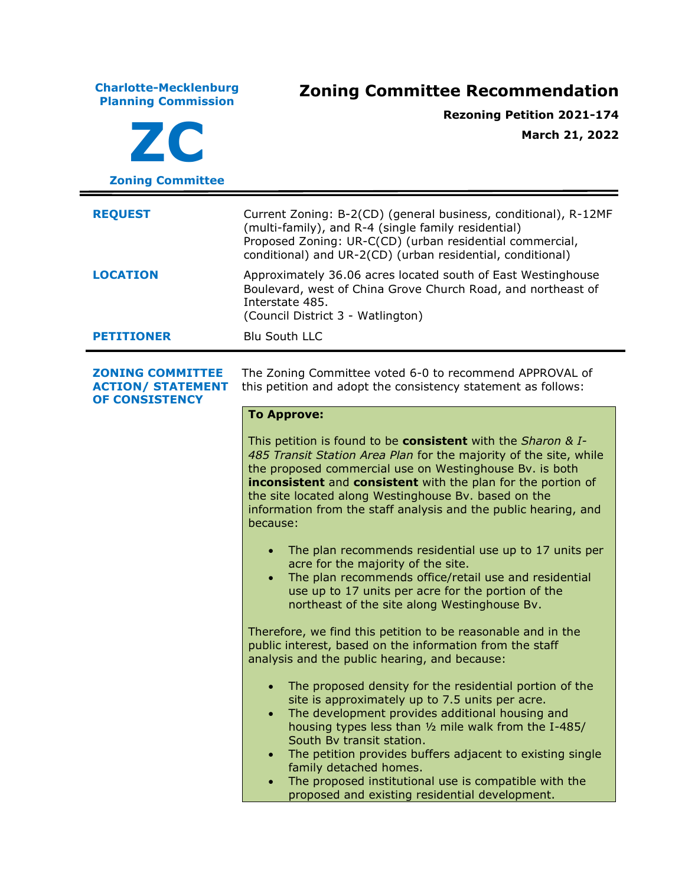**Charlotte-Mecklenburg Planning Commission**

**ZC**

**Zoning Committee**

# Zoning Committee Recommendation

**Rezoning Petition 2021-174**

**March 21, 2022**

---

| | |
|---|---|
| **REQUEST** | Current Zoning: B-2(CD) (general business, conditional), R-12MF (multi-family), and R-4 (single family residential)<br>Proposed Zoning: UR-C(CD) (urban residential commercial, conditional) and UR-2(CD) (urban residential, conditional) |
| **LOCATION** | Approximately 36.06 acres located south of East Westinghouse Boulevard, west of China Grove Church Road, and northeast of Interstate 485.<br>(Council District 3 - Watlington) |
| **PETITIONER** | Blu South LLC |

---

**ZONING COMMITTEE ACTION/ STATEMENT OF CONSISTENCY**

The Zoning Committee voted 6-0 to recommend APPROVAL of this petition and adopt the consistency statement as follows:

**To Approve:**

This petition is found to be **consistent** with the *Sharon & I-485 Transit Station Area Plan* for the majority of the site, while the proposed commercial use on Westinghouse Bv. is both **inconsistent** and **consistent** with the plan for the portion of the site located along Westinghouse Bv. based on the information from the staff analysis and the public hearing, and because:

- The plan recommends residential use up to 17 units per acre for the majority of the site.
- The plan recommends office/retail use and residential use up to 17 units per acre for the portion of the northeast of the site along Westinghouse Bv.

Therefore, we find this petition to be reasonable and in the public interest, based on the information from the staff analysis and the public hearing, and because:

- The proposed density for the residential portion of the site is approximately up to 7.5 units per acre.
- The development provides additional housing and housing types less than ½ mile walk from the I-485/ South Bv transit station.
- The petition provides buffers adjacent to existing single family detached homes.
- The proposed institutional use is compatible with the proposed and existing residential development.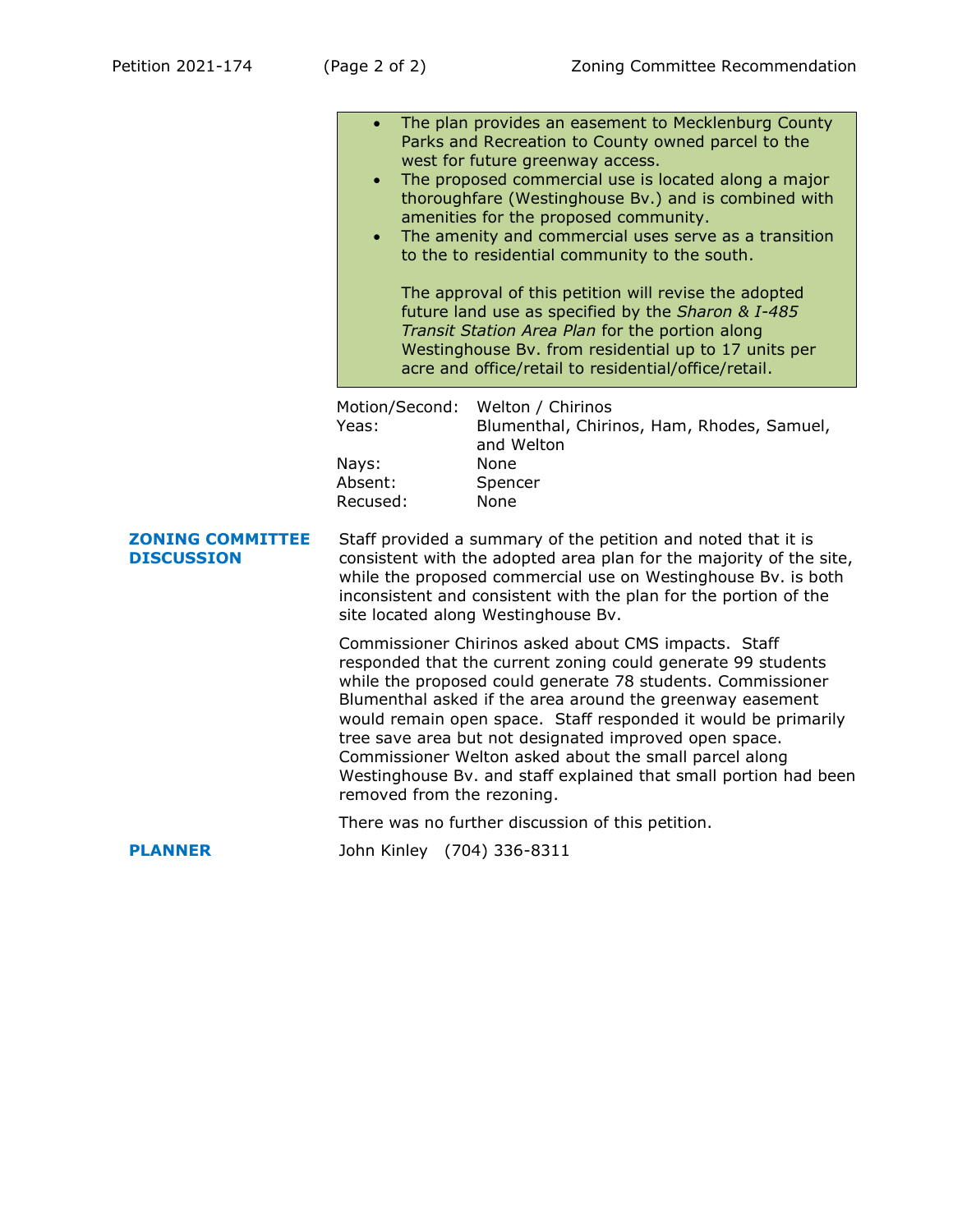- The plan provides an easement to Mecklenburg County Parks and Recreation to County owned parcel to the west for future greenway access.
- The proposed commercial use is located along a major thoroughfare (Westinghouse Bv.) and is combined with amenities for the proposed community.
- The amenity and commercial uses serve as a transition to the to residential community to the south.

The approval of this petition will revise the adopted future land use as specified by the *Sharon & I-485 Transit Station Area Plan* for the portion along Westinghouse Bv. from residential up to 17 units per acre and office/retail to residential/office/retail.

| | |
|---|---|
| Motion/Second: | Welton / Chirinos |
| Yeas: | Blumenthal, Chirinos, Ham, Rhodes, Samuel, and Welton |
| Nays: | None |
| Absent: | Spencer |
| Recused: | None |

**ZONING COMMITTEE DISCUSSION**

Staff provided a summary of the petition and noted that it is consistent with the adopted area plan for the majority of the site, while the proposed commercial use on Westinghouse Bv. is both inconsistent and consistent with the plan for the portion of the site located along Westinghouse Bv.

Commissioner Chirinos asked about CMS impacts. Staff responded that the current zoning could generate 99 students while the proposed could generate 78 students. Commissioner Blumenthal asked if the area around the greenway easement would remain open space. Staff responded it would be primarily tree save area but not designated improved open space. Commissioner Welton asked about the small parcel along Westinghouse Bv. and staff explained that small portion had been removed from the rezoning.

There was no further discussion of this petition.

**PLANNER**

John Kinley (704) 336-8311